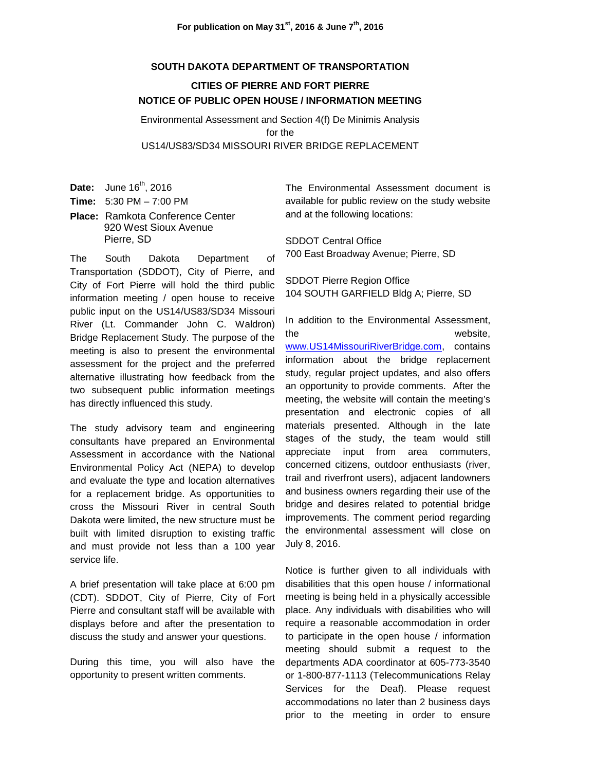**For publication on May 31st, 2016 & June 7th, 2016**

## SOUTH DAKOTA DEPARTMENT OF TRANSPORTATION

## CITIES OF PIERRE AND FORT PIERRE
## NOTICE OF PUBLIC OPEN HOUSE / INFORMATION MEETING

Environmental Assessment and Section 4(f) De Minimis Analysis
for the
US14/US83/SD34 MISSOURI RIVER BRIDGE REPLACEMENT

**Date:** June 16th, 2016

**Time:** 5:30 PM – 7:00 PM

**Place:** Ramkota Conference Center
920 West Sioux Avenue
Pierre, SD

The South Dakota Department of Transportation (SDDOT), City of Pierre, and City of Fort Pierre will hold the third public information meeting / open house to receive public input on the US14/US83/SD34 Missouri River (Lt. Commander John C. Waldron) Bridge Replacement Study. The purpose of the meeting is also to present the environmental assessment for the project and the preferred alternative illustrating how feedback from the two subsequent public information meetings has directly influenced this study.

The study advisory team and engineering consultants have prepared an Environmental Assessment in accordance with the National Environmental Policy Act (NEPA) to develop and evaluate the type and location alternatives for a replacement bridge. As opportunities to cross the Missouri River in central South Dakota were limited, the new structure must be built with limited disruption to existing traffic and must provide not less than a 100 year service life.

A brief presentation will take place at 6:00 pm (CDT). SDDOT, City of Pierre, City of Fort Pierre and consultant staff will be available with displays before and after the presentation to discuss the study and answer your questions.

During this time, you will also have the opportunity to present written comments.

The Environmental Assessment document is available for public review on the study website and at the following locations:

SDDOT Central Office
700 East Broadway Avenue; Pierre, SD

SDDOT Pierre Region Office
104 SOUTH GARFIELD Bldg A; Pierre, SD

In addition to the Environmental Assessment, the website, www.US14MissouriRiverBridge.com, contains information about the bridge replacement study, regular project updates, and also offers an opportunity to provide comments. After the meeting, the website will contain the meeting's presentation and electronic copies of all materials presented. Although in the late stages of the study, the team would still appreciate input from area commuters, concerned citizens, outdoor enthusiasts (river, trail and riverfront users), adjacent landowners and business owners regarding their use of the bridge and desires related to potential bridge improvements. The comment period regarding the environmental assessment will close on July 8, 2016.

Notice is further given to all individuals with disabilities that this open house / informational meeting is being held in a physically accessible place. Any individuals with disabilities who will require a reasonable accommodation in order to participate in the open house / information meeting should submit a request to the departments ADA coordinator at 605-773-3540 or 1-800-877-1113 (Telecommunications Relay Services for the Deaf). Please request accommodations no later than 2 business days prior to the meeting in order to ensure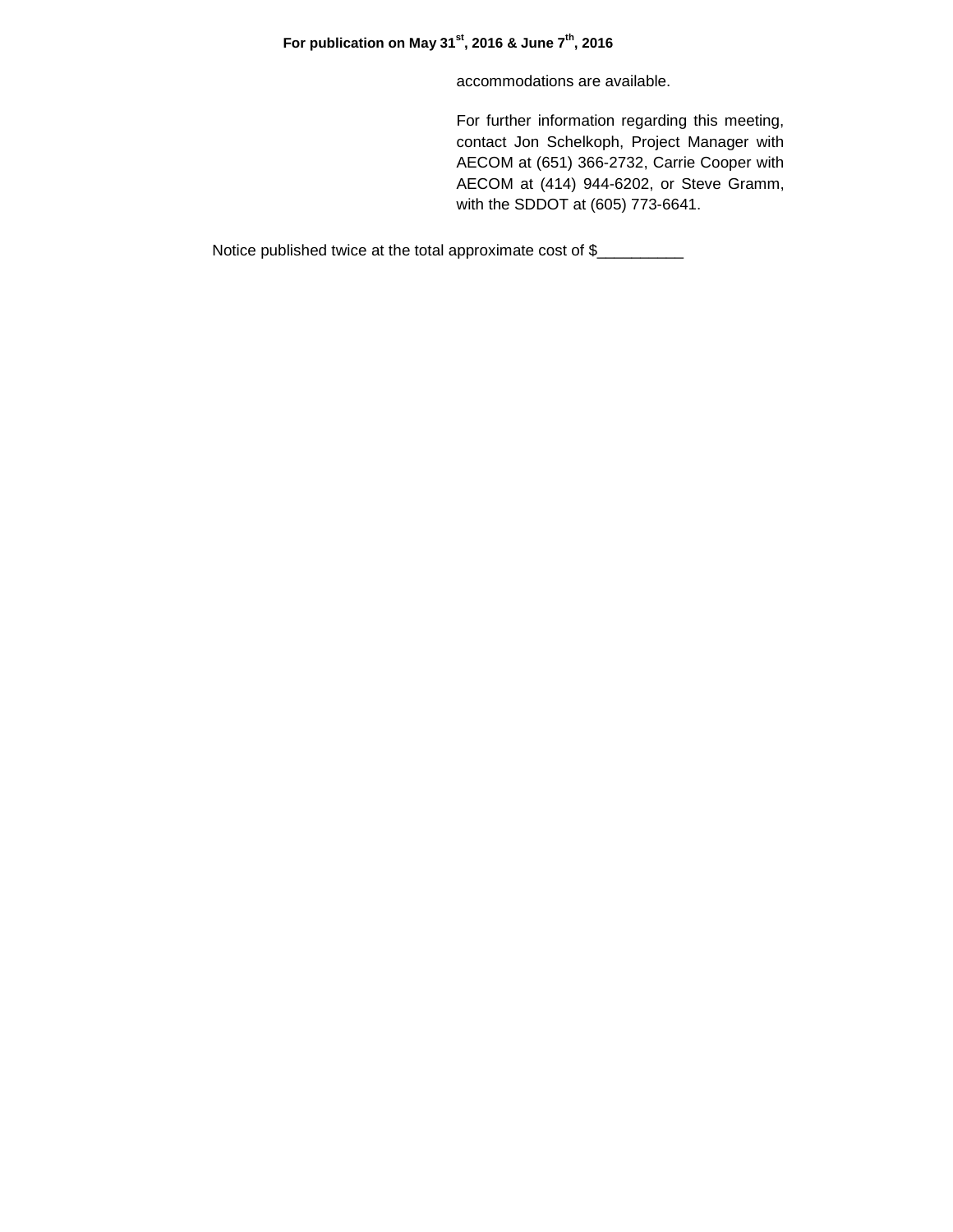**For publication on May 31st, 2016 & June 7th, 2016**

accommodations are available.

For further information regarding this meeting, contact Jon Schelkoph, Project Manager with AECOM at (651) 366-2732, Carrie Cooper with AECOM at (414) 944-6202, or Steve Gramm, with the SDDOT at (605) 773-6641.

Notice published twice at the total approximate cost of $__________